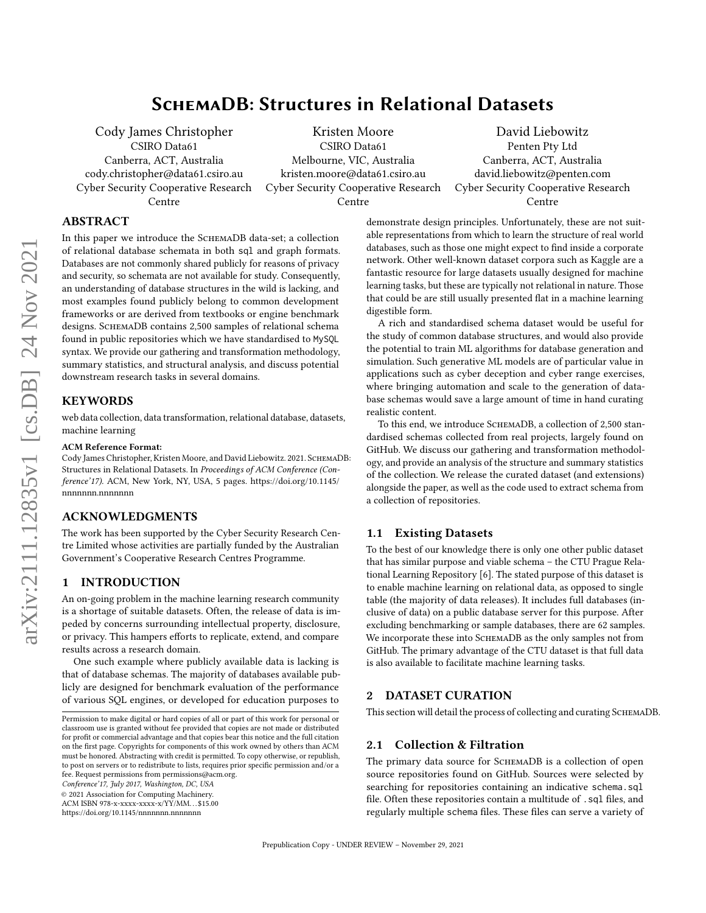# SchemaDB: Structures in Relational Datasets

Cody James Christopher
CSIRO Data61
Canberra, ACT, Australia
cody.christopher@data61.csiro.au
Cyber Security Cooperative Research Centre

Kristen Moore
CSIRO Data61
Melbourne, VIC, Australia
kristen.moore@data61.csiro.au
Cyber Security Cooperative Research Centre

David Liebowitz
Penten Pty Ltd
Canberra, ACT, Australia
david.liebowitz@penten.com
Cyber Security Cooperative Research Centre

## ABSTRACT

In this paper we introduce the SchemaDB data-set; a collection of relational database schemata in both `sql` and graph formats. Databases are not commonly shared publicly for reasons of privacy and security, so schemata are not available for study. Consequently, an understanding of database structures in the wild is lacking, and most examples found publicly belong to common development frameworks or are derived from textbooks or engine benchmark designs. SchemaDB contains 2,500 samples of relational schema found in public repositories which we have standardised to `MySQL` syntax. We provide our gathering and transformation methodology, summary statistics, and structural analysis, and discuss potential downstream research tasks in several domains.

## KEYWORDS

web data collection, data transformation, relational database, datasets, machine learning

**ACM Reference Format:**
Cody James Christopher, Kristen Moore, and David Liebowitz. 2021. SchemaDB: Structures in Relational Datasets. In *Proceedings of ACM Conference (Conference'17).* ACM, New York, NY, USA, 5 pages. https://doi.org/10.1145/nnnnnnn.nnnnnnn

## ACKNOWLEDGMENTS

The work has been supported by the Cyber Security Research Centre Limited whose activities are partially funded by the Australian Government's Cooperative Research Centres Programme.

## 1 INTRODUCTION

An on-going problem in the machine learning research community is a shortage of suitable datasets. Often, the release of data is impeded by concerns surrounding intellectual property, disclosure, or privacy. This hampers efforts to replicate, extend, and compare results across a research domain.

One such example where publicly available data is lacking is that of database schemas. The majority of databases available publicly are designed for benchmark evaluation of the performance of various SQL engines, or developed for education purposes to demonstrate design principles. Unfortunately, these are not suitable representations from which to learn the structure of real world databases, such as those one might expect to find inside a corporate network. Other well-known dataset corpora such as Kaggle are a fantastic resource for large datasets usually designed for machine learning tasks, but these are typically not relational in nature. Those that could be are still usually presented flat in a machine learning digestible form.

A rich and standardised schema dataset would be useful for the study of common database structures, and would also provide the potential to train ML algorithms for database generation and simulation. Such generative ML models are of particular value in applications such as cyber deception and cyber range exercises, where bringing automation and scale to the generation of database schemas would save a large amount of time in hand curating realistic content.

To this end, we introduce SchemaDB, a collection of 2,500 standardised schemas collected from real projects, largely found on GitHub. We discuss our gathering and transformation methodology, and provide an analysis of the structure and summary statistics of the collection. We release the curated dataset (and extensions) alongside the paper, as well as the code used to extract schema from a collection of repositories.

### 1.1 Existing Datasets

To the best of our knowledge there is only one other public dataset that has similar purpose and viable schema – the CTU Prague Relational Learning Repository [6]. The stated purpose of this dataset is to enable machine learning on relational data, as opposed to single table (the majority of data releases). It includes full databases (inclusive of data) on a public database server for this purpose. After excluding benchmarking or sample databases, there are 62 samples. We incorporate these into SchemaDB as the only samples not from GitHub. The primary advantage of the CTU dataset is that full data is also available to facilitate machine learning tasks.

## 2 DATASET CURATION

This section will detail the process of collecting and curating SchemaDB.

### 2.1 Collection & Filtration

The primary data source for SchemaDB is a collection of open source repositories found on GitHub. Sources were selected by searching for repositories containing an indicative `schema.sql` file. Often these repositories contain a multitude of `.sql` files, and regularly multiple `schema` files. These files can serve a variety of

Permission to make digital or hard copies of all or part of this work for personal or classroom use is granted without fee provided that copies are not made or distributed for profit or commercial advantage and that copies bear this notice and the full citation on the first page. Copyrights for components of this work owned by others than ACM must be honored. Abstracting with credit is permitted. To copy otherwise, or republish, to post on servers or to redistribute to lists, requires prior specific permission and/or a fee. Request permissions from permissions@acm.org.
*Conference'17, July 2017, Washington, DC, USA*
© 2021 Association for Computing Machinery.
ACM ISBN 978-x-xxxx-xxxx-x/YY/MM...$15.00
https://doi.org/10.1145/nnnnnnn.nnnnnnn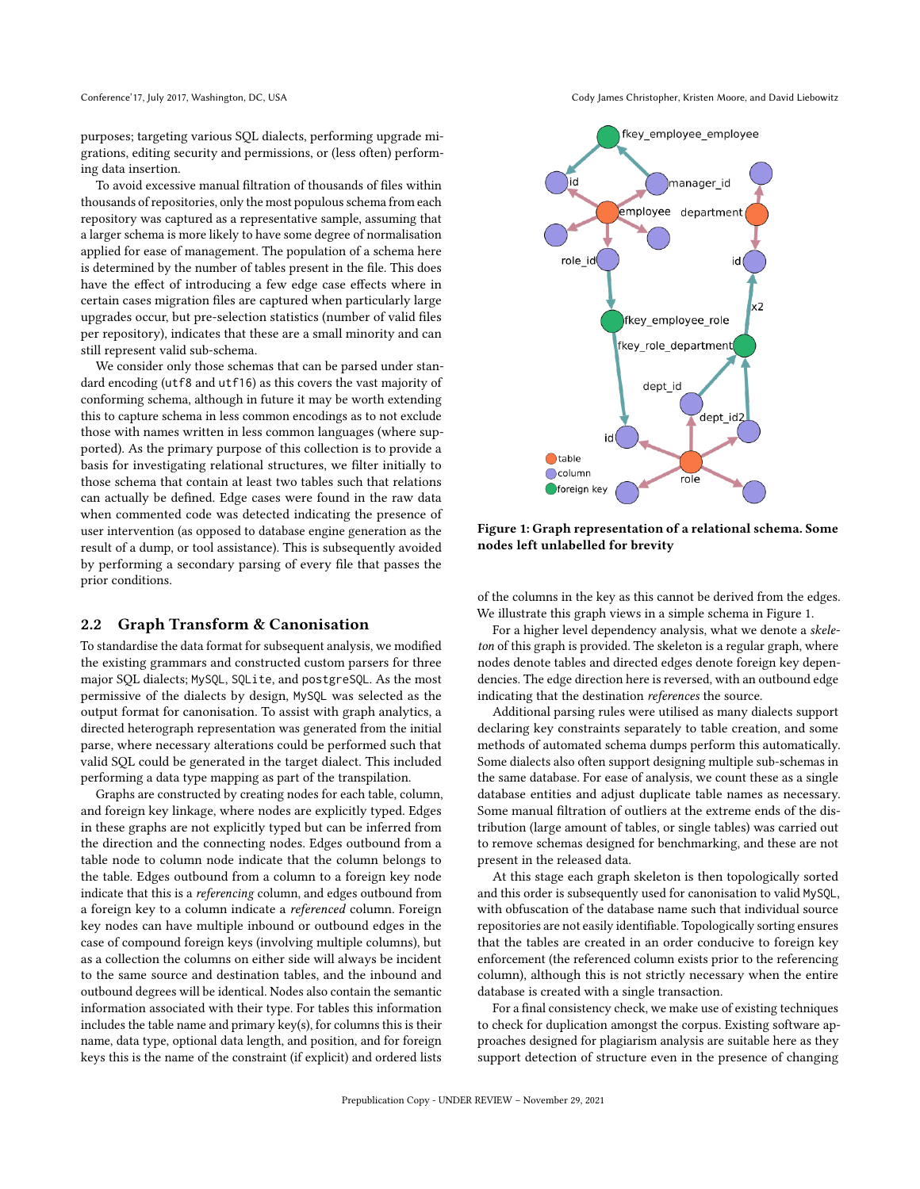purposes; targeting various SQL dialects, performing upgrade migrations, editing security and permissions, or (less often) performing data insertion.

To avoid excessive manual filtration of thousands of files within thousands of repositories, only the most populous schema from each repository was captured as a representative sample, assuming that a larger schema is more likely to have some degree of normalisation applied for ease of management. The population of a schema here is determined by the number of tables present in the file. This does have the effect of introducing a few edge case effects where in certain cases migration files are captured when particularly large upgrades occur, but pre-selection statistics (number of valid files per repository), indicates that these are a small minority and can still represent valid sub-schema.

We consider only those schemas that can be parsed under standard encoding (utf8 and utf16) as this covers the vast majority of conforming schema, although in future it may be worth extending this to capture schema in less common encodings as to not exclude those with names written in less common languages (where supported). As the primary purpose of this collection is to provide a basis for investigating relational structures, we filter initially to those schema that contain at least two tables such that relations can actually be defined. Edge cases were found in the raw data when commented code was detected indicating the presence of user intervention (as opposed to database engine generation as the result of a dump, or tool assistance). This is subsequently avoided by performing a secondary parsing of every file that passes the prior conditions.

## 2.2 Graph Transform & Canonisation

To standardise the data format for subsequent analysis, we modified the existing grammars and constructed custom parsers for three major SQL dialects; MySQL, SQLite, and postgreSQL. As the most permissive of the dialects by design, MySQL was selected as the output format for canonisation. To assist with graph analytics, a directed heterograph representation was generated from the initial parse, where necessary alterations could be performed such that valid SQL could be generated in the target dialect. This included performing a data type mapping as part of the transpilation.

Graphs are constructed by creating nodes for each table, column, and foreign key linkage, where nodes are explicitly typed. Edges in these graphs are not explicitly typed but can be inferred from the direction and the connecting nodes. Edges outbound from a table node to column node indicate that the column belongs to the table. Edges outbound from a column to a foreign key node indicate that this is a *referencing* column, and edges outbound from a foreign key to a column indicate a *referenced* column. Foreign key nodes can have multiple inbound or outbound edges in the case of compound foreign keys (involving multiple columns), but as a collection the columns on either side will always be incident to the same source and destination tables, and the inbound and outbound degrees will be identical. Nodes also contain the semantic information associated with their type. For tables this information includes the table name and primary key(s), for columns this is their name, data type, optional data length, and position, and for foreign keys this is the name of the constraint (if explicit) and ordered lists of the columns in the key as this cannot be derived from the edges. We illustrate this graph views in a simple schema in Figure 1.

**Figure 1: Graph representation of a relational schema. Some nodes left unlabelled for brevity**

For a higher level dependency analysis, what we denote a *skeleton* of this graph is provided. The skeleton is a regular graph, where nodes denote tables and directed edges denote foreign key dependencies. The edge direction here is reversed, with an outbound edge indicating that the destination *references* the source.

Additional parsing rules were utilised as many dialects support declaring key constraints separately to table creation, and some methods of automated schema dumps perform this automatically. Some dialects also often support designing multiple sub-schemas in the same database. For ease of analysis, we count these as a single database entities and adjust duplicate table names as necessary. Some manual filtration of outliers at the extreme ends of the distribution (large amount of tables, or single tables) was carried out to remove schemas designed for benchmarking, and these are not present in the released data.

At this stage each graph skeleton is then topologically sorted and this order is subsequently used for canonisation to valid MySQL, with obfuscation of the database name such that individual source repositories are not easily identifiable. Topologically sorting ensures that the tables are created in an order conducive to foreign key enforcement (the referenced column exists prior to the referencing column), although this is not strictly necessary when the entire database is created with a single transaction.

For a final consistency check, we make use of existing techniques to check for duplication amongst the corpus. Existing software approaches designed for plagiarism analysis are suitable here as they support detection of structure even in the presence of changing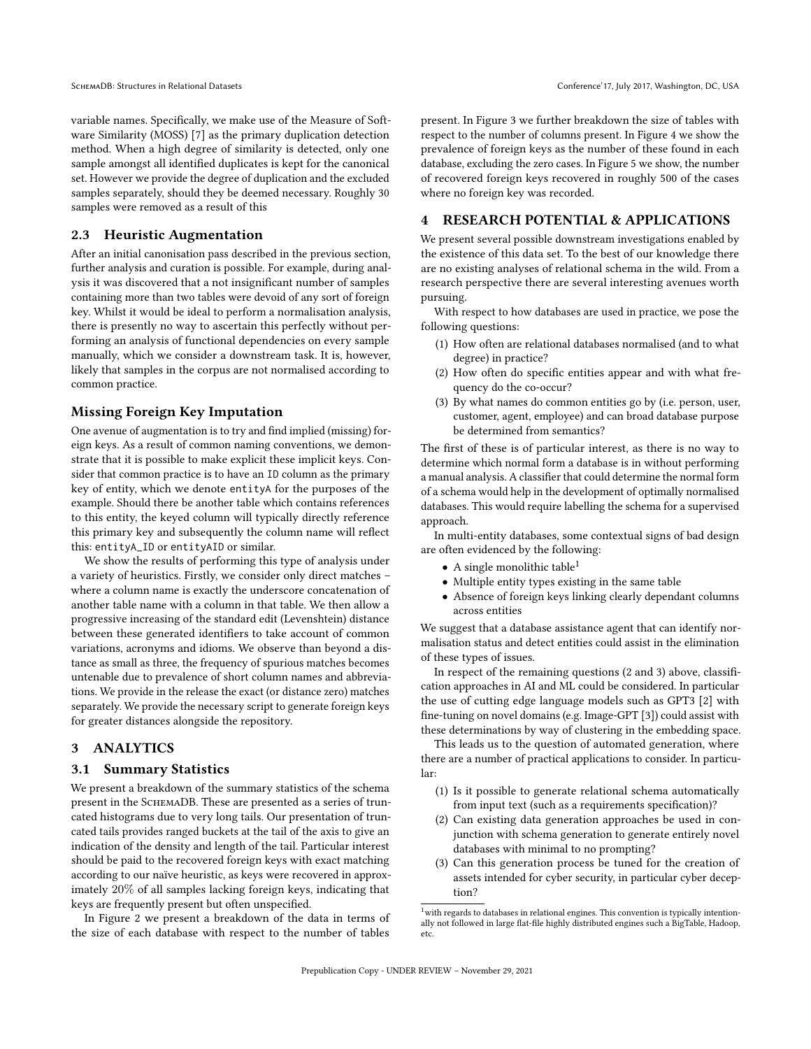variable names. Specifically, we make use of the Measure of Software Similarity (MOSS) [7] as the primary duplication detection method. When a high degree of similarity is detected, only one sample amongst all identified duplicates is kept for the canonical set. However we provide the degree of duplication and the excluded samples separately, should they be deemed necessary. Roughly 30 samples were removed as a result of this

### 2.3 Heuristic Augmentation

After an initial canonisation pass described in the previous section, further analysis and curation is possible. For example, during analysis it was discovered that a not insignificant number of samples containing more than two tables were devoid of any sort of foreign key. Whilst it would be ideal to perform a normalisation analysis, there is presently no way to ascertain this perfectly without performing an analysis of functional dependencies on every sample manually, which we consider a downstream task. It is, however, likely that samples in the corpus are not normalised according to common practice.

### Missing Foreign Key Imputation

One avenue of augmentation is to try and find implied (missing) foreign keys. As a result of common naming conventions, we demonstrate that it is possible to make explicit these implicit keys. Consider that common practice is to have an `ID` column as the primary key of entity, which we denote `entityA` for the purposes of the example. Should there be another table which contains references to this entity, the keyed column will typically directly reference this primary key and subsequently the column name will reflect this: `entityA_ID` or `entityAID` or similar.

We show the results of performing this type of analysis under a variety of heuristics. Firstly, we consider only direct matches – where a column name is exactly the underscore concatenation of another table name with a column in that table. We then allow a progressive increasing of the standard edit (Levenshtein) distance between these generated identifiers to take account of common variations, acronyms and idioms. We observe than beyond a distance as small as three, the frequency of spurious matches becomes untenable due to prevalence of short column names and abbreviations. We provide in the release the exact (or distance zero) matches separately. We provide the necessary script to generate foreign keys for greater distances alongside the repository.

## 3 ANALYTICS

### 3.1 Summary Statistics

We present a breakdown of the summary statistics of the schema present in the SchemaDB. These are presented as a series of truncated histograms due to very long tails. Our presentation of truncated tails provides ranged buckets at the tail of the axis to give an indication of the density and length of the tail. Particular interest should be paid to the recovered foreign keys with exact matching according to our naïve heuristic, as keys were recovered in approximately 20% of all samples lacking foreign keys, indicating that keys are frequently present but often unspecified.

In Figure 2 we present a breakdown of the data in terms of the size of each database with respect to the number of tables present. In Figure 3 we further breakdown the size of tables with respect to the number of columns present. In Figure 4 we show the prevalence of foreign keys as the number of these found in each database, excluding the zero cases. In Figure 5 we show, the number of recovered foreign keys recovered in roughly 500 of the cases where no foreign key was recorded.

## 4 RESEARCH POTENTIAL & APPLICATIONS

We present several possible downstream investigations enabled by the existence of this data set. To the best of our knowledge there are no existing analyses of relational schema in the wild. From a research perspective there are several interesting avenues worth pursuing.

With respect to how databases are used in practice, we pose the following questions:

1. How often are relational databases normalised (and to what degree) in practice?
2. How often do specific entities appear and with what frequency do the co-occur?
3. By what names do common entities go by (i.e. person, user, customer, agent, employee) and can broad database purpose be determined from semantics?

The first of these is of particular interest, as there is no way to determine which normal form a database is in without performing a manual analysis. A classifier that could determine the normal form of a schema would help in the development of optimally normalised databases. This would require labelling the schema for a supervised approach.

In multi-entity databases, some contextual signs of bad design are often evidenced by the following:

- A single monolithic table[1]
- Multiple entity types existing in the same table
- Absence of foreign keys linking clearly dependant columns across entities

We suggest that a database assistance agent that can identify normalisation status and detect entities could assist in the elimination of these types of issues.

In respect of the remaining questions (2 and 3) above, classification approaches in AI and ML could be considered. In particular the use of cutting edge language models such as GPT3 [2] with fine-tuning on novel domains (e.g. Image-GPT [3]) could assist with these determinations by way of clustering in the embedding space.

This leads us to the question of automated generation, where there are a number of practical applications to consider. In particular:

1. Is it possible to generate relational schema automatically from input text (such as a requirements specification)?
2. Can existing data generation approaches be used in conjunction with schema generation to generate entirely novel databases with minimal to no prompting?
3. Can this generation process be tuned for the creation of assets intended for cyber security, in particular cyber deception?

[1] with regards to databases in relational engines. This convention is typically intentionally not followed in large flat-file highly distributed engines such a BigTable, Hadoop, etc.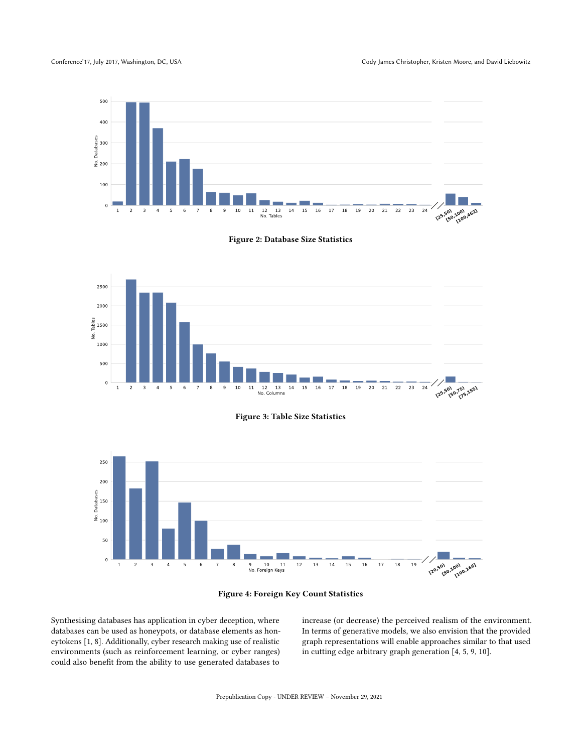Figure 2: Database Size Statistics

Figure 3: Table Size Statistics

Figure 4: Foreign Key Count Statistics

Synthesising databases has application in cyber deception, where databases can be used as honeypots, or database elements as honeytokens [1, 8]. Additionally, cyber research making use of realistic environments (such as reinforcement learning, or cyber ranges) could also benefit from the ability to use generated databases to increase (or decrease) the perceived realism of the environment. In terms of generative models, we also envision that the provided graph representations will enable approaches similar to that used in cutting edge arbitrary graph generation [4, 5, 9, 10].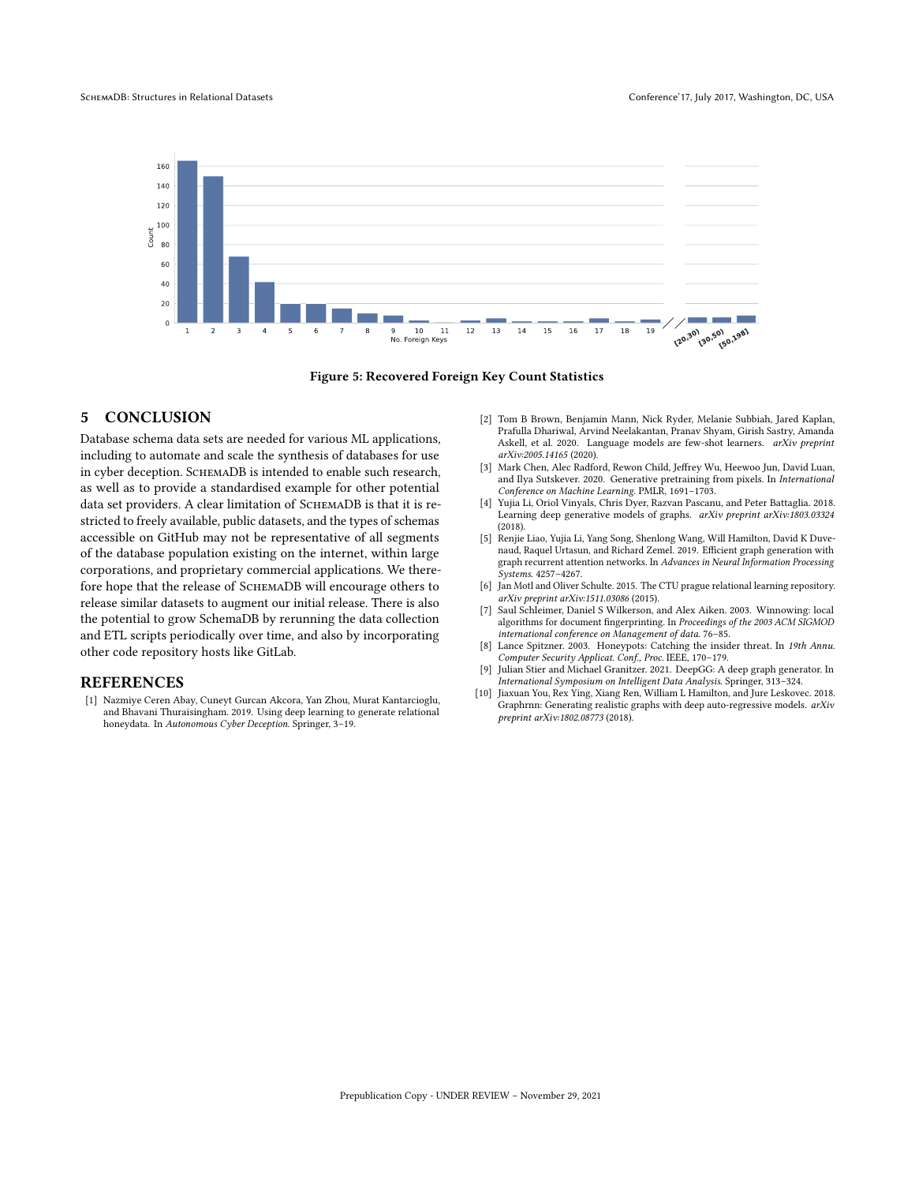160
140
120
100
80
60
40
20
0

Count

1 2 3 4 5 6 7 8 9 10 11 12 13 14 15 16 17 18 19 [20,30) [30,50) [50,198]

No. Foreign Keys

**Figure 5: Recovered Foreign Key Count Statistics**

## 5 CONCLUSION

Database schema data sets are needed for various ML applications, including to automate and scale the synthesis of databases for use in cyber deception. SchemaDB is intended to enable such research, as well as to provide a standardised example for other potential data set providers. A clear limitation of SchemaDB is that it is restricted to freely available, public datasets, and the types of schemas accessible on GitHub may not be representative of all segments of the database population existing on the internet, within large corporations, and proprietary commercial applications. We therefore hope that the release of SchemaDB will encourage others to release similar datasets to augment our initial release. There is also the potential to grow SchemaDB by rerunning the data collection and ETL scripts periodically over time, and also by incorporating other code repository hosts like GitLab.

## REFERENCES

[1] Nazmiye Ceren Abay, Cuneyt Gurcan Akcora, Yan Zhou, Murat Kantarcioglu, and Bhavani Thuraisingham. 2019. Using deep learning to generate relational honeydata. In *Autonomous Cyber Deception*. Springer, 3–19.

[2] Tom B Brown, Benjamin Mann, Nick Ryder, Melanie Subbiah, Jared Kaplan, Prafulla Dhariwal, Arvind Neelakantan, Pranav Shyam, Girish Sastry, Amanda Askell, et al. 2020. Language models are few-shot learners. *arXiv preprint arXiv:2005.14165* (2020).

[3] Mark Chen, Alec Radford, Rewon Child, Jeffrey Wu, Heewoo Jun, David Luan, and Ilya Sutskever. 2020. Generative pretraining from pixels. In *International Conference on Machine Learning*. PMLR, 1691–1703.

[4] Yujia Li, Oriol Vinyals, Chris Dyer, Razvan Pascanu, and Peter Battaglia. 2018. Learning deep generative models of graphs. *arXiv preprint arXiv:1803.03324* (2018).

[5] Renjie Liao, Yujia Li, Yang Song, Shenlong Wang, Will Hamilton, David K Duvenaud, Raquel Urtasun, and Richard Zemel. 2019. Efficient graph generation with graph recurrent attention networks. In *Advances in Neural Information Processing Systems*. 4257–4267.

[6] Jan Motl and Oliver Schulte. 2015. The CTU prague relational learning repository. *arXiv preprint arXiv:1511.03086* (2015).

[7] Saul Schleimer, Daniel S Wilkerson, and Alex Aiken. 2003. Winnowing: local algorithms for document fingerprinting. In *Proceedings of the 2003 ACM SIGMOD international conference on Management of data*. 76–85.

[8] Lance Spitzner. 2003. Honeypots: Catching the insider threat. In *19th Annu. Computer Security Applicat. Conf., Proc.* IEEE, 170–179.

[9] Julian Stier and Michael Granitzer. 2021. DeepGG: A deep graph generator. In *International Symposium on Intelligent Data Analysis*. Springer, 313–324.

[10] Jiaxuan You, Rex Ying, Xiang Ren, William L Hamilton, and Jure Leskovec. 2018. Graphrnn: Generating realistic graphs with deep auto-regressive models. *arXiv preprint arXiv:1802.08773* (2018).

Prepublication Copy - UNDER REVIEW – November 29, 2021